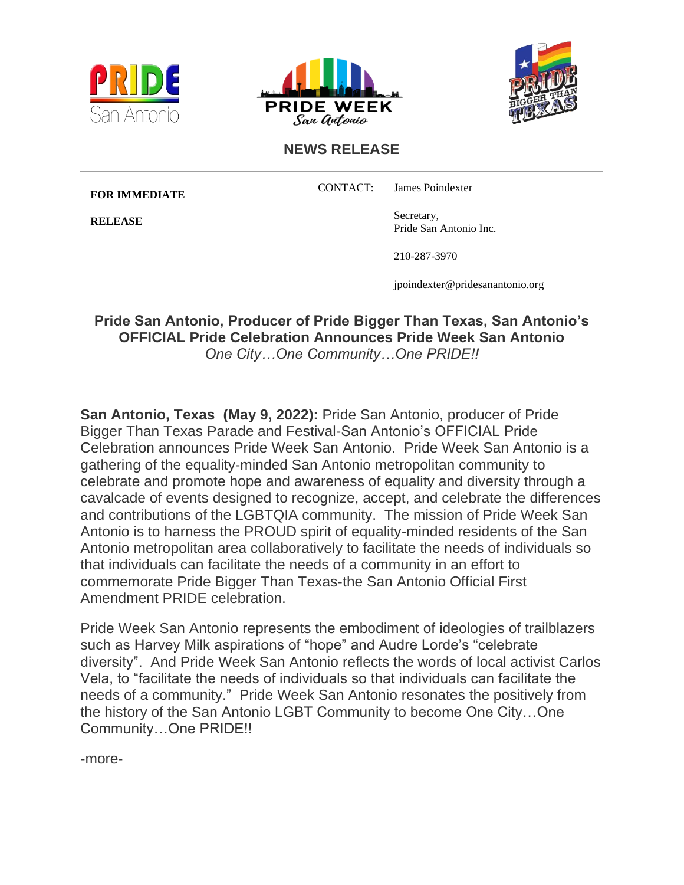## NEWS RELEASE

**FOR IMMEDIATE RELEASE**

CONTACT: James Poindexter
Secretary,
Pride San Antonio Inc.
210-287-3970
jpoindexter@pridesanantonio.org

**Pride San Antonio, Producer of Pride Bigger Than Texas, San Antonio's OFFICIAL Pride Celebration Announces Pride Week San Antonio**
*One City…One Community…One PRIDE!!*

**San Antonio, Texas (May 9, 2022):** Pride San Antonio, producer of Pride Bigger Than Texas Parade and Festival-San Antonio's OFFICIAL Pride Celebration announces Pride Week San Antonio. Pride Week San Antonio is a gathering of the equality-minded San Antonio metropolitan community to celebrate and promote hope and awareness of equality and diversity through a cavalcade of events designed to recognize, accept, and celebrate the differences and contributions of the LGBTQIA community. The mission of Pride Week San Antonio is to harness the PROUD spirit of equality-minded residents of the San Antonio metropolitan area collaboratively to facilitate the needs of individuals so that individuals can facilitate the needs of a community in an effort to commemorate Pride Bigger Than Texas-the San Antonio Official First Amendment PRIDE celebration.

Pride Week San Antonio represents the embodiment of ideologies of trailblazers such as Harvey Milk aspirations of "hope" and Audre Lorde's "celebrate diversity". And Pride Week San Antonio reflects the words of local activist Carlos Vela, to "facilitate the needs of individuals so that individuals can facilitate the needs of a community." Pride Week San Antonio resonates the positively from the history of the San Antonio LGBT Community to become One City…One Community…One PRIDE!!

-more-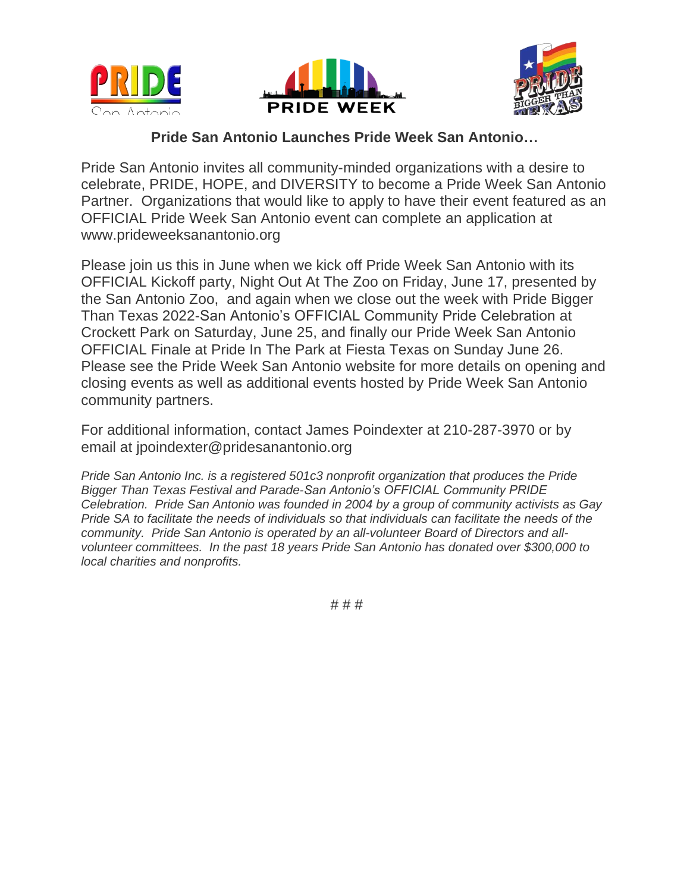**Pride San Antonio Launches Pride Week San Antonio…**

Pride San Antonio invites all community-minded organizations with a desire to celebrate, PRIDE, HOPE, and DIVERSITY to become a Pride Week San Antonio Partner. Organizations that would like to apply to have their event featured as an OFFICIAL Pride Week San Antonio event can complete an application at www.prideweeksanantonio.org

Please join us this in June when we kick off Pride Week San Antonio with its OFFICIAL Kickoff party, Night Out At The Zoo on Friday, June 17, presented by the San Antonio Zoo, and again when we close out the week with Pride Bigger Than Texas 2022-San Antonio's OFFICIAL Community Pride Celebration at Crockett Park on Saturday, June 25, and finally our Pride Week San Antonio OFFICIAL Finale at Pride In The Park at Fiesta Texas on Sunday June 26. Please see the Pride Week San Antonio website for more details on opening and closing events as well as additional events hosted by Pride Week San Antonio community partners.

For additional information, contact James Poindexter at 210-287-3970 or by email at jpoindexter@pridesanantonio.org

*Pride San Antonio Inc. is a registered 501c3 nonprofit organization that produces the Pride Bigger Than Texas Festival and Parade-San Antonio's OFFICIAL Community PRIDE Celebration. Pride San Antonio was founded in 2004 by a group of community activists as Gay Pride SA to facilitate the needs of individuals so that individuals can facilitate the needs of the community. Pride San Antonio is operated by an all-volunteer Board of Directors and all-volunteer committees. In the past 18 years Pride San Antonio has donated over $300,000 to local charities and nonprofits.*

# # #